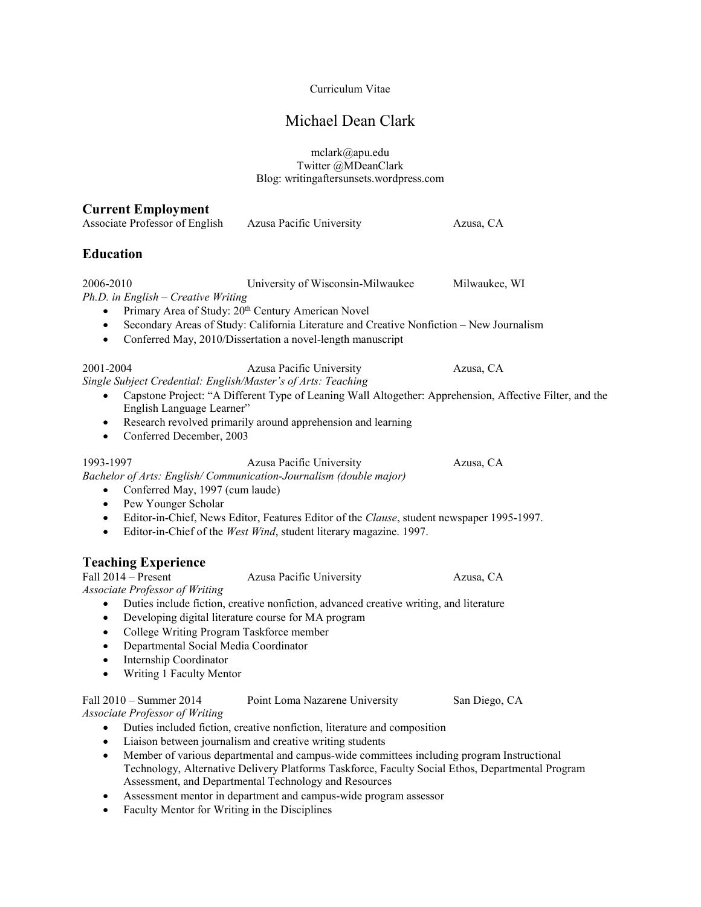Curriculum Vitae

# Michael Dean Clark

mclark@apu.edu
Twitter @MDeanClark
Blog: writingaftersunsets.wordpress.com

## Current Employment

Associate Professor of English | Azusa Pacific University | Azusa, CA

## Education

2006-2010 | University of Wisconsin-Milwaukee | Milwaukee, WI

*Ph.D. in English – Creative Writing*

- Primary Area of Study: 20th Century American Novel
- Secondary Areas of Study: California Literature and Creative Nonfiction – New Journalism
- Conferred May, 2010/Dissertation a novel-length manuscript

2001-2004 | Azusa Pacific University | Azusa, CA

*Single Subject Credential: English/Master's of Arts: Teaching*

- Capstone Project: "A Different Type of Leaning Wall Altogether: Apprehension, Affective Filter, and the English Language Learner"
- Research revolved primarily around apprehension and learning
- Conferred December, 2003

1993-1997 | Azusa Pacific University | Azusa, CA

*Bachelor of Arts: English/ Communication-Journalism (double major)*

- Conferred May, 1997 (cum laude)
- Pew Younger Scholar
- Editor-in-Chief, News Editor, Features Editor of the *Clause*, student newspaper 1995-1997.
- Editor-in-Chief of the *West Wind*, student literary magazine. 1997.

## Teaching Experience

Fall 2014 – Present | Azusa Pacific University | Azusa, CA

*Associate Professor of Writing*

- Duties include fiction, creative nonfiction, advanced creative writing, and literature
- Developing digital literature course for MA program
- College Writing Program Taskforce member
- Departmental Social Media Coordinator
- Internship Coordinator
- Writing 1 Faculty Mentor

Fall 2010 – Summer 2014 | Point Loma Nazarene University | San Diego, CA

*Associate Professor of Writing*

- Duties included fiction, creative nonfiction, literature and composition
- Liaison between journalism and creative writing students
- Member of various departmental and campus-wide committees including program Instructional Technology, Alternative Delivery Platforms Taskforce, Faculty Social Ethos, Departmental Program Assessment, and Departmental Technology and Resources
- Assessment mentor in department and campus-wide program assessor
- Faculty Mentor for Writing in the Disciplines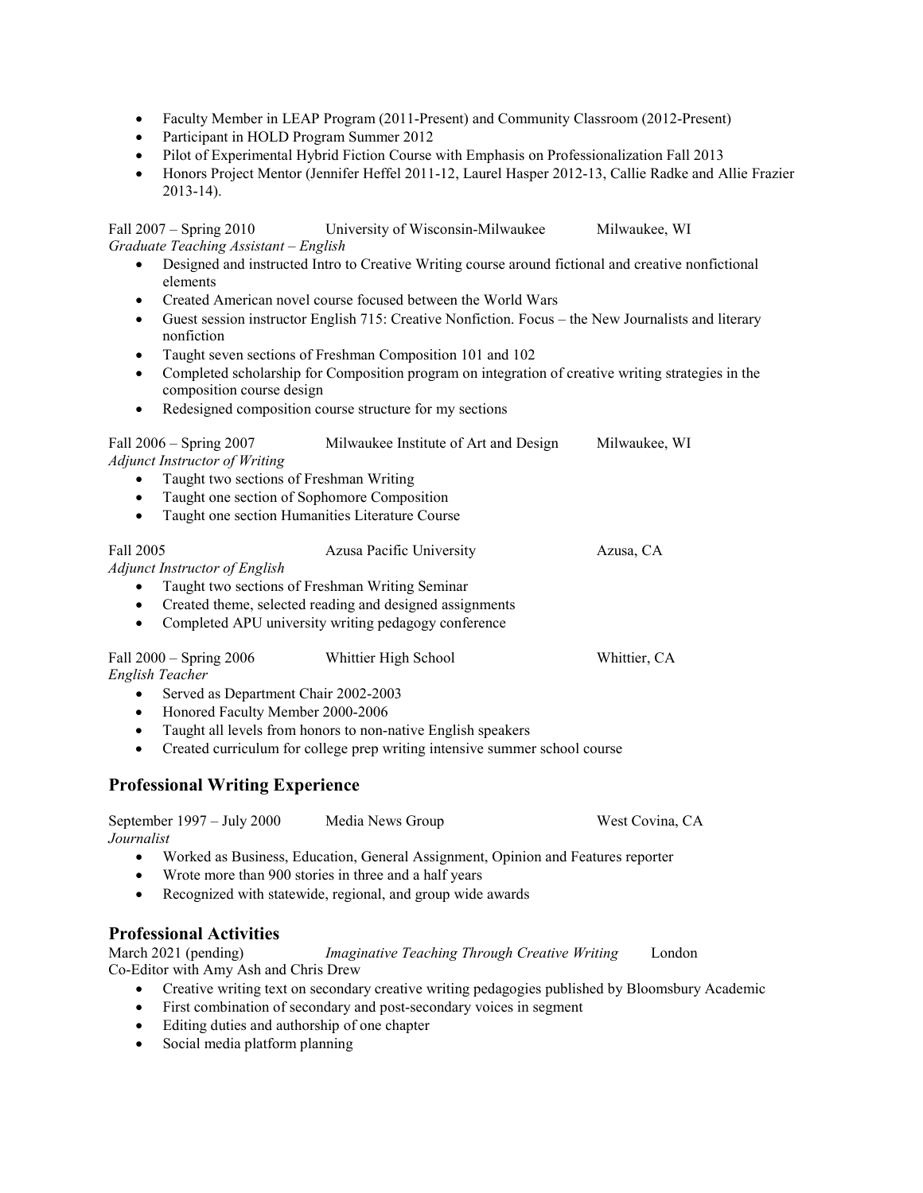- Faculty Member in LEAP Program (2011-Present) and Community Classroom (2012-Present)
- Participant in HOLD Program Summer 2012
- Pilot of Experimental Hybrid Fiction Course with Emphasis on Professionalization Fall 2013
- Honors Project Mentor (Jennifer Heffel 2011-12, Laurel Hasper 2012-13, Callie Radke and Allie Frazier 2013-14).

Fall 2007 – Spring 2010 University of Wisconsin-Milwaukee Milwaukee, WI
*Graduate Teaching Assistant – English*

- Designed and instructed Intro to Creative Writing course around fictional and creative nonfictional elements
- Created American novel course focused between the World Wars
- Guest session instructor English 715: Creative Nonfiction. Focus – the New Journalists and literary nonfiction
- Taught seven sections of Freshman Composition 101 and 102
- Completed scholarship for Composition program on integration of creative writing strategies in the composition course design
- Redesigned composition course structure for my sections

Fall 2006 – Spring 2007 Milwaukee Institute of Art and Design Milwaukee, WI
*Adjunct Instructor of Writing*

- Taught two sections of Freshman Writing
- Taught one section of Sophomore Composition
- Taught one section Humanities Literature Course

Fall 2005 Azusa Pacific University Azusa, CA
*Adjunct Instructor of English*

- Taught two sections of Freshman Writing Seminar
- Created theme, selected reading and designed assignments
- Completed APU university writing pedagogy conference

Fall 2000 – Spring 2006 Whittier High School Whittier, CA
*English Teacher*

- Served as Department Chair 2002-2003
- Honored Faculty Member 2000-2006
- Taught all levels from honors to non-native English speakers
- Created curriculum for college prep writing intensive summer school course

## Professional Writing Experience

September 1997 – July 2000 Media News Group West Covina, CA
*Journalist*

- Worked as Business, Education, General Assignment, Opinion and Features reporter
- Wrote more than 900 stories in three and a half years
- Recognized with statewide, regional, and group wide awards

## Professional Activities

March 2021 (pending) *Imaginative Teaching Through Creative Writing* London
Co-Editor with Amy Ash and Chris Drew

- Creative writing text on secondary creative writing pedagogies published by Bloomsbury Academic
- First combination of secondary and post-secondary voices in segment
- Editing duties and authorship of one chapter
- Social media platform planning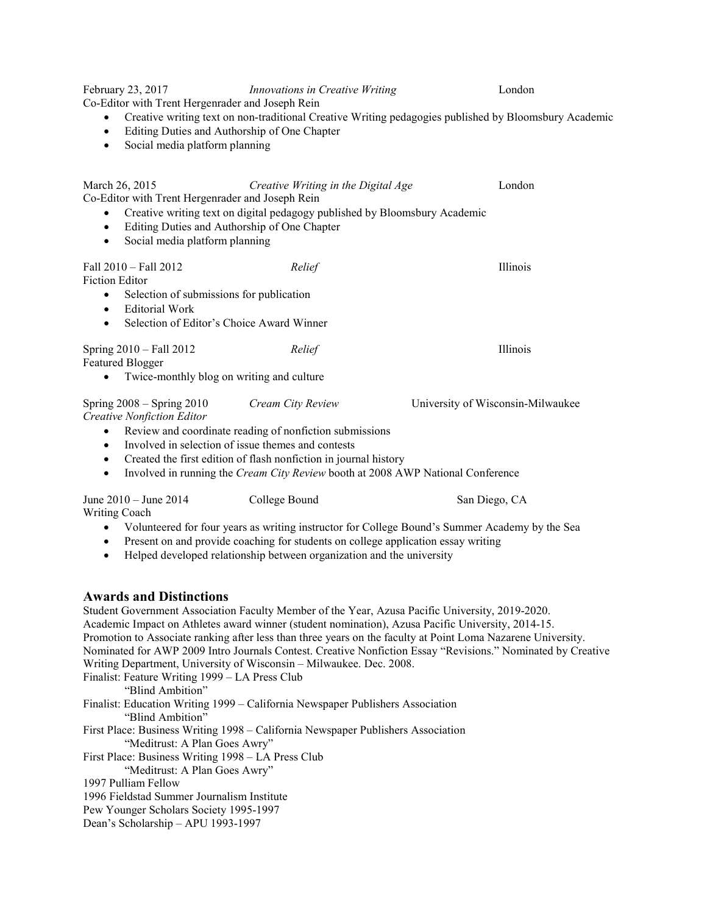February 23, 2017 *Innovations in Creative Writing* London
Co-Editor with Trent Hergenrader and Joseph Rein

- Creative writing text on non-traditional Creative Writing pedagogies published by Bloomsbury Academic
- Editing Duties and Authorship of One Chapter
- Social media platform planning

March 26, 2015 *Creative Writing in the Digital Age* London
Co-Editor with Trent Hergenrader and Joseph Rein

- Creative writing text on digital pedagogy published by Bloomsbury Academic
- Editing Duties and Authorship of One Chapter
- Social media platform planning

Fall 2010 – Fall 2012 *Relief* Illinois
Fiction Editor

- Selection of submissions for publication
- Editorial Work
- Selection of Editor's Choice Award Winner

Spring 2010 – Fall 2012 *Relief* Illinois
Featured Blogger

- Twice-monthly blog on writing and culture

Spring 2008 – Spring 2010 *Cream City Review* University of Wisconsin-Milwaukee
*Creative Nonfiction Editor*

- Review and coordinate reading of nonfiction submissions
- Involved in selection of issue themes and contests
- Created the first edition of flash nonfiction in journal history
- Involved in running the *Cream City Review* booth at 2008 AWP National Conference

June 2010 – June 2014 College Bound San Diego, CA
Writing Coach

- Volunteered for four years as writing instructor for College Bound's Summer Academy by the Sea
- Present on and provide coaching for students on college application essay writing
- Helped developed relationship between organization and the university

## Awards and Distinctions

Student Government Association Faculty Member of the Year, Azusa Pacific University, 2019-2020.
Academic Impact on Athletes award winner (student nomination), Azusa Pacific University, 2014-15.
Promotion to Associate ranking after less than three years on the faculty at Point Loma Nazarene University.
Nominated for AWP 2009 Intro Journals Contest. Creative Nonfiction Essay "Revisions." Nominated by Creative Writing Department, University of Wisconsin – Milwaukee. Dec. 2008.
Finalist: Feature Writing 1999 – LA Press Club
    "Blind Ambition"
Finalist: Education Writing 1999 – California Newspaper Publishers Association
    "Blind Ambition"
First Place: Business Writing 1998 – California Newspaper Publishers Association
    "Meditrust: A Plan Goes Awry"
First Place: Business Writing 1998 – LA Press Club
    "Meditrust: A Plan Goes Awry"
1997 Pulliam Fellow
1996 Fieldstad Summer Journalism Institute
Pew Younger Scholars Society 1995-1997
Dean's Scholarship – APU 1993-1997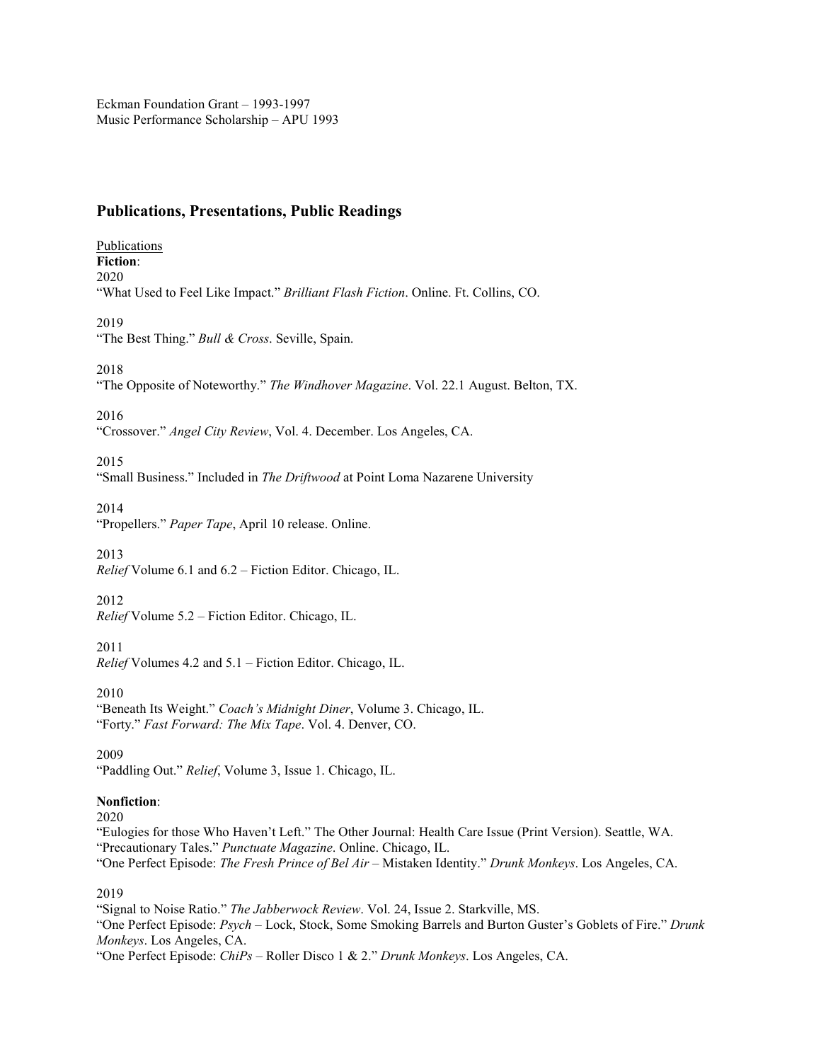Eckman Foundation Grant – 1993-1997
Music Performance Scholarship – APU 1993

## Publications, Presentations, Public Readings

Publications

**Fiction**:

2020

"What Used to Feel Like Impact." *Brilliant Flash Fiction*. Online. Ft. Collins, CO.

2019

"The Best Thing." *Bull & Cross*. Seville, Spain.

2018

"The Opposite of Noteworthy." *The Windhover Magazine*. Vol. 22.1 August. Belton, TX.

2016

"Crossover." *Angel City Review*, Vol. 4. December. Los Angeles, CA.

2015

"Small Business." Included in *The Driftwood* at Point Loma Nazarene University

2014

"Propellers." *Paper Tape*, April 10 release. Online.

2013

*Relief* Volume 6.1 and 6.2 – Fiction Editor. Chicago, IL.

2012

*Relief* Volume 5.2 – Fiction Editor. Chicago, IL.

2011

*Relief* Volumes 4.2 and 5.1 – Fiction Editor. Chicago, IL.

2010

"Beneath Its Weight." *Coach's Midnight Diner*, Volume 3. Chicago, IL.
"Forty." *Fast Forward: The Mix Tape*. Vol. 4. Denver, CO.

2009

"Paddling Out." *Relief*, Volume 3, Issue 1. Chicago, IL.

**Nonfiction**:

2020

"Eulogies for those Who Haven't Left." The Other Journal: Health Care Issue (Print Version). Seattle, WA.
"Precautionary Tales." *Punctuate Magazine*. Online. Chicago, IL.
"One Perfect Episode: *The Fresh Prince of Bel Air* – Mistaken Identity." *Drunk Monkeys*. Los Angeles, CA.

2019

"Signal to Noise Ratio." *The Jabberwock Review*. Vol. 24, Issue 2. Starkville, MS.
"One Perfect Episode: *Psych* – Lock, Stock, Some Smoking Barrels and Burton Guster's Goblets of Fire." *Drunk Monkeys*. Los Angeles, CA.
"One Perfect Episode: *ChiPs* – Roller Disco 1 & 2." *Drunk Monkeys*. Los Angeles, CA.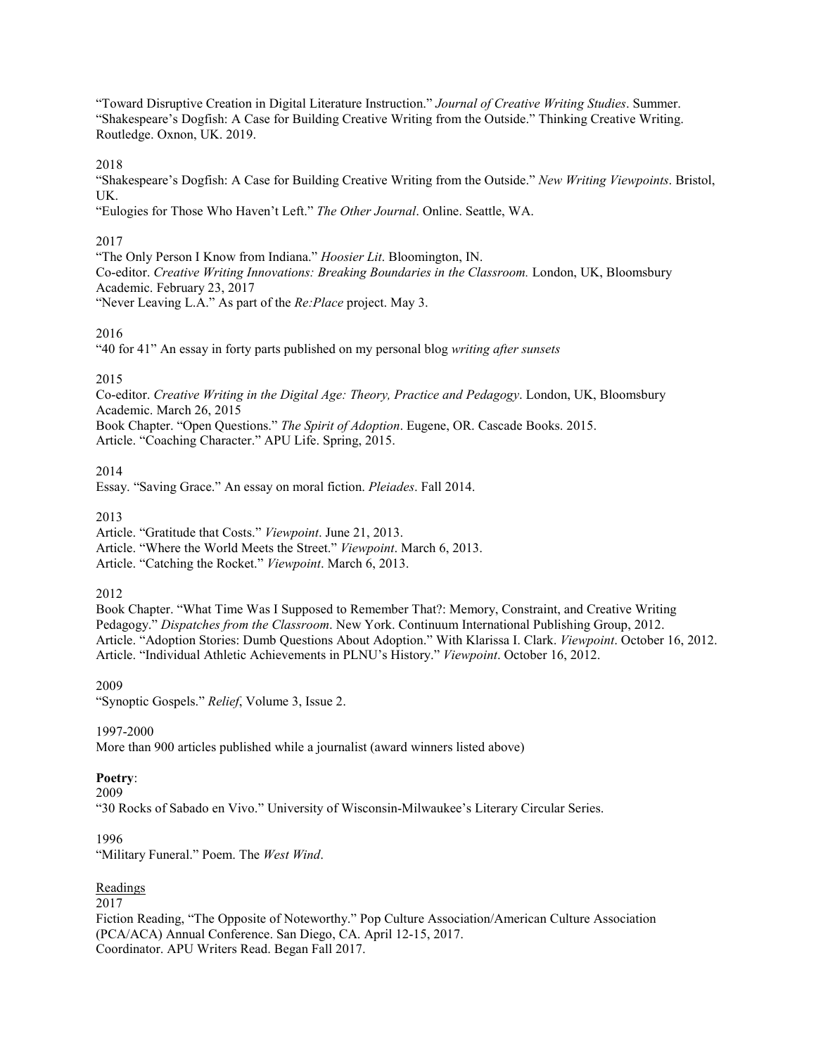"Toward Disruptive Creation in Digital Literature Instruction." *Journal of Creative Writing Studies*. Summer.
"Shakespeare's Dogfish: A Case for Building Creative Writing from the Outside." Thinking Creative Writing. Routledge. Oxnon, UK. 2019.

2018
"Shakespeare's Dogfish: A Case for Building Creative Writing from the Outside." *New Writing Viewpoints*. Bristol, UK.
"Eulogies for Those Who Haven't Left." *The Other Journal*. Online. Seattle, WA.

2017
"The Only Person I Know from Indiana." *Hoosier Lit*. Bloomington, IN.
Co-editor. *Creative Writing Innovations: Breaking Boundaries in the Classroom.* London, UK, Bloomsbury Academic. February 23, 2017
"Never Leaving L.A." As part of the *Re:Place* project. May 3.

2016
"40 for 41" An essay in forty parts published on my personal blog *writing after sunsets*

2015
Co-editor. *Creative Writing in the Digital Age: Theory, Practice and Pedagogy*. London, UK, Bloomsbury Academic. March 26, 2015
Book Chapter. "Open Questions." *The Spirit of Adoption*. Eugene, OR. Cascade Books. 2015.
Article. "Coaching Character." APU Life. Spring, 2015.

2014
Essay. "Saving Grace." An essay on moral fiction. *Pleiades*. Fall 2014.

2013
Article. "Gratitude that Costs." *Viewpoint*. June 21, 2013.
Article. "Where the World Meets the Street." *Viewpoint*. March 6, 2013.
Article. "Catching the Rocket." *Viewpoint*. March 6, 2013.

2012
Book Chapter. "What Time Was I Supposed to Remember That?: Memory, Constraint, and Creative Writing Pedagogy." *Dispatches from the Classroom*. New York. Continuum International Publishing Group, 2012.
Article. "Adoption Stories: Dumb Questions About Adoption." With Klarissa I. Clark. *Viewpoint*. October 16, 2012.
Article. "Individual Athletic Achievements in PLNU's History." *Viewpoint*. October 16, 2012.

2009
"Synoptic Gospels." *Relief*, Volume 3, Issue 2.

1997-2000
More than 900 articles published while a journalist (award winners listed above)

**Poetry**:
2009
"30 Rocks of Sabado en Vivo." University of Wisconsin-Milwaukee's Literary Circular Series.

1996
"Military Funeral." Poem. The *West Wind*.

<u>Readings</u>
2017
Fiction Reading, "The Opposite of Noteworthy." Pop Culture Association/American Culture Association (PCA/ACA) Annual Conference. San Diego, CA. April 12-15, 2017.
Coordinator. APU Writers Read. Began Fall 2017.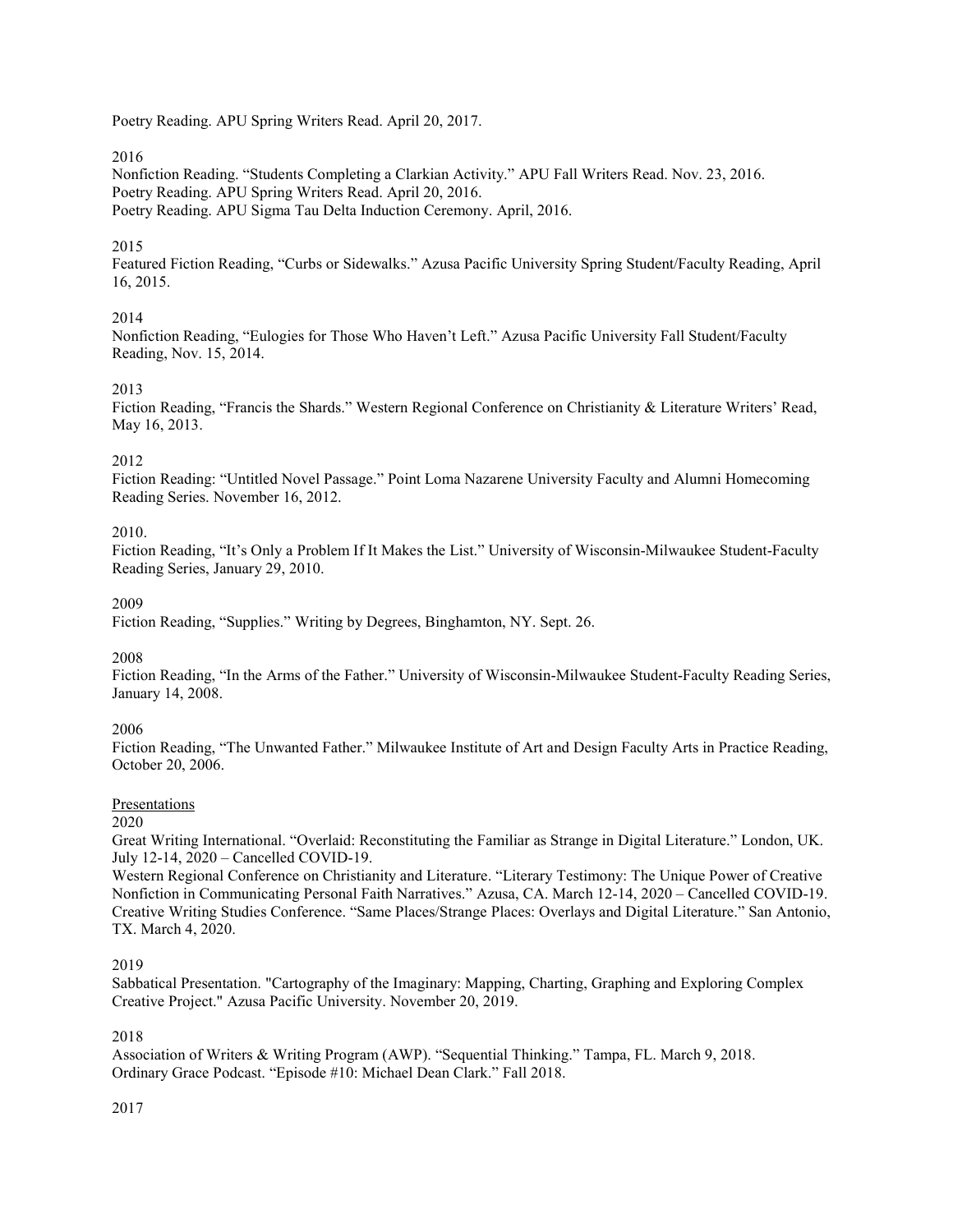Poetry Reading. APU Spring Writers Read. April 20, 2017.

2016

Nonfiction Reading. "Students Completing a Clarkian Activity." APU Fall Writers Read. Nov. 23, 2016.
Poetry Reading. APU Spring Writers Read. April 20, 2016.
Poetry Reading. APU Sigma Tau Delta Induction Ceremony. April, 2016.

2015

Featured Fiction Reading, "Curbs or Sidewalks." Azusa Pacific University Spring Student/Faculty Reading, April 16, 2015.

2014

Nonfiction Reading, "Eulogies for Those Who Haven't Left." Azusa Pacific University Fall Student/Faculty Reading, Nov. 15, 2014.

2013

Fiction Reading, "Francis the Shards." Western Regional Conference on Christianity & Literature Writers' Read, May 16, 2013.

2012

Fiction Reading: "Untitled Novel Passage." Point Loma Nazarene University Faculty and Alumni Homecoming Reading Series. November 16, 2012.

2010.

Fiction Reading, "It's Only a Problem If It Makes the List." University of Wisconsin-Milwaukee Student-Faculty Reading Series, January 29, 2010.

2009

Fiction Reading, "Supplies." Writing by Degrees, Binghamton, NY. Sept. 26.

2008

Fiction Reading, "In the Arms of the Father." University of Wisconsin-Milwaukee Student-Faculty Reading Series, January 14, 2008.

2006

Fiction Reading, "The Unwanted Father." Milwaukee Institute of Art and Design Faculty Arts in Practice Reading, October 20, 2006.

<u>Presentations</u>

2020

Great Writing International. "Overlaid: Reconstituting the Familiar as Strange in Digital Literature." London, UK. July 12-14, 2020 – Cancelled COVID-19.
Western Regional Conference on Christianity and Literature. "Literary Testimony: The Unique Power of Creative Nonfiction in Communicating Personal Faith Narratives." Azusa, CA. March 12-14, 2020 – Cancelled COVID-19.
Creative Writing Studies Conference. "Same Places/Strange Places: Overlays and Digital Literature." San Antonio, TX. March 4, 2020.

2019

Sabbatical Presentation. "Cartography of the Imaginary: Mapping, Charting, Graphing and Exploring Complex Creative Project." Azusa Pacific University. November 20, 2019.

2018

Association of Writers & Writing Program (AWP). "Sequential Thinking." Tampa, FL. March 9, 2018.
Ordinary Grace Podcast. "Episode #10: Michael Dean Clark." Fall 2018.

2017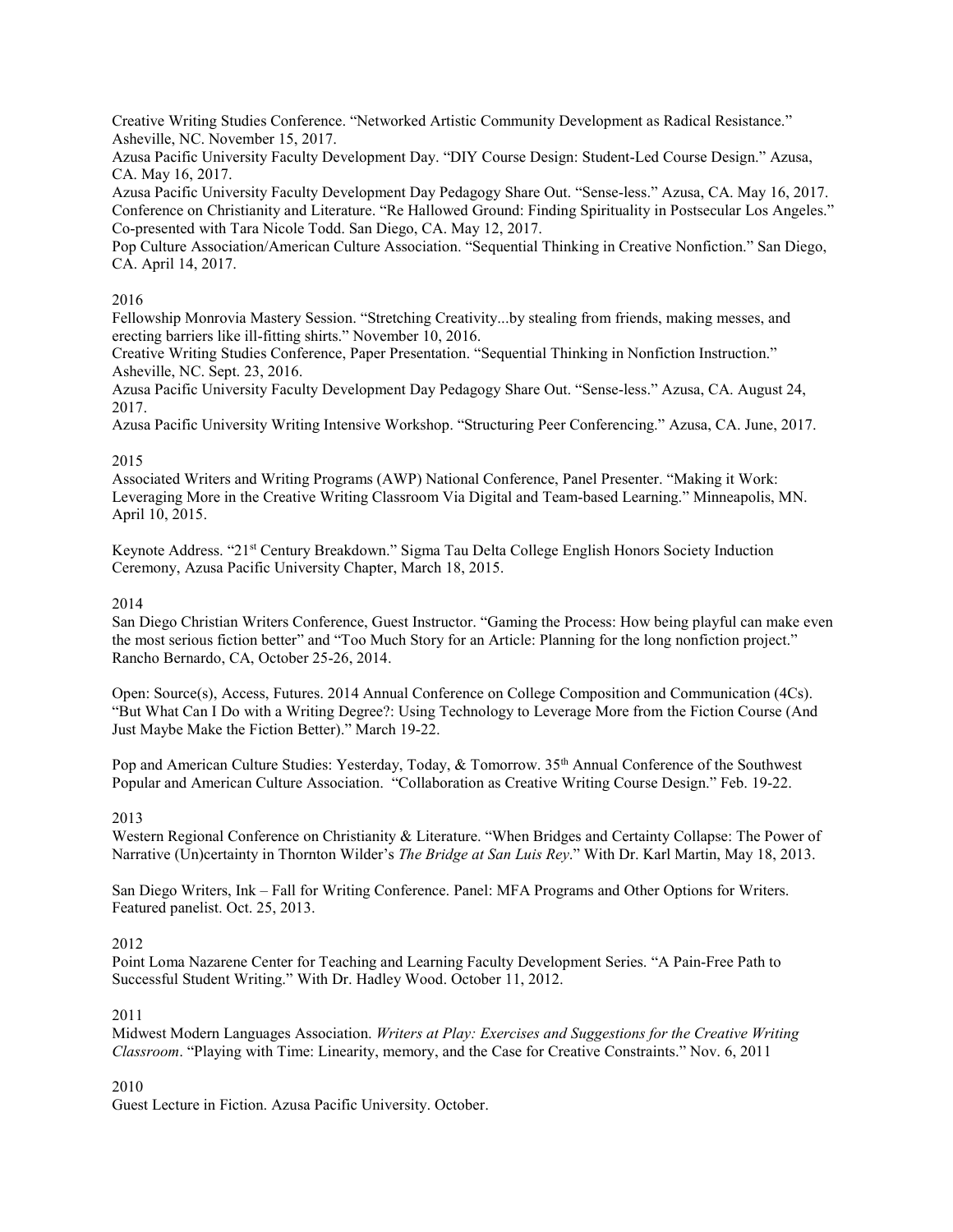Creative Writing Studies Conference. "Networked Artistic Community Development as Radical Resistance." Asheville, NC. November 15, 2017.

Azusa Pacific University Faculty Development Day. "DIY Course Design: Student-Led Course Design." Azusa, CA. May 16, 2017.

Azusa Pacific University Faculty Development Day Pedagogy Share Out. "Sense-less." Azusa, CA. May 16, 2017.

Conference on Christianity and Literature. "Re Hallowed Ground: Finding Spirituality in Postsecular Los Angeles." Co-presented with Tara Nicole Todd. San Diego, CA. May 12, 2017.

Pop Culture Association/American Culture Association. "Sequential Thinking in Creative Nonfiction." San Diego, CA. April 14, 2017.

2016

Fellowship Monrovia Mastery Session. "Stretching Creativity...by stealing from friends, making messes, and erecting barriers like ill-fitting shirts." November 10, 2016.

Creative Writing Studies Conference, Paper Presentation. "Sequential Thinking in Nonfiction Instruction." Asheville, NC. Sept. 23, 2016.

Azusa Pacific University Faculty Development Day Pedagogy Share Out. "Sense-less." Azusa, CA. August 24, 2017.

Azusa Pacific University Writing Intensive Workshop. "Structuring Peer Conferencing." Azusa, CA. June, 2017.

2015

Associated Writers and Writing Programs (AWP) National Conference, Panel Presenter. "Making it Work: Leveraging More in the Creative Writing Classroom Via Digital and Team-based Learning." Minneapolis, MN. April 10, 2015.

Keynote Address. "21st Century Breakdown." Sigma Tau Delta College English Honors Society Induction Ceremony, Azusa Pacific University Chapter, March 18, 2015.

2014

San Diego Christian Writers Conference, Guest Instructor. "Gaming the Process: How being playful can make even the most serious fiction better" and "Too Much Story for an Article: Planning for the long nonfiction project." Rancho Bernardo, CA, October 25-26, 2014.

Open: Source(s), Access, Futures. 2014 Annual Conference on College Composition and Communication (4Cs). "But What Can I Do with a Writing Degree?: Using Technology to Leverage More from the Fiction Course (And Just Maybe Make the Fiction Better)." March 19-22.

Pop and American Culture Studies: Yesterday, Today, & Tomorrow. 35th Annual Conference of the Southwest Popular and American Culture Association. "Collaboration as Creative Writing Course Design." Feb. 19-22.

2013

Western Regional Conference on Christianity & Literature. "When Bridges and Certainty Collapse: The Power of Narrative (Un)certainty in Thornton Wilder's *The Bridge at San Luis Rey*." With Dr. Karl Martin, May 18, 2013.

San Diego Writers, Ink – Fall for Writing Conference. Panel: MFA Programs and Other Options for Writers. Featured panelist. Oct. 25, 2013.

2012

Point Loma Nazarene Center for Teaching and Learning Faculty Development Series. "A Pain-Free Path to Successful Student Writing." With Dr. Hadley Wood. October 11, 2012.

2011

Midwest Modern Languages Association. *Writers at Play: Exercises and Suggestions for the Creative Writing Classroom*. "Playing with Time: Linearity, memory, and the Case for Creative Constraints." Nov. 6, 2011

2010

Guest Lecture in Fiction. Azusa Pacific University. October.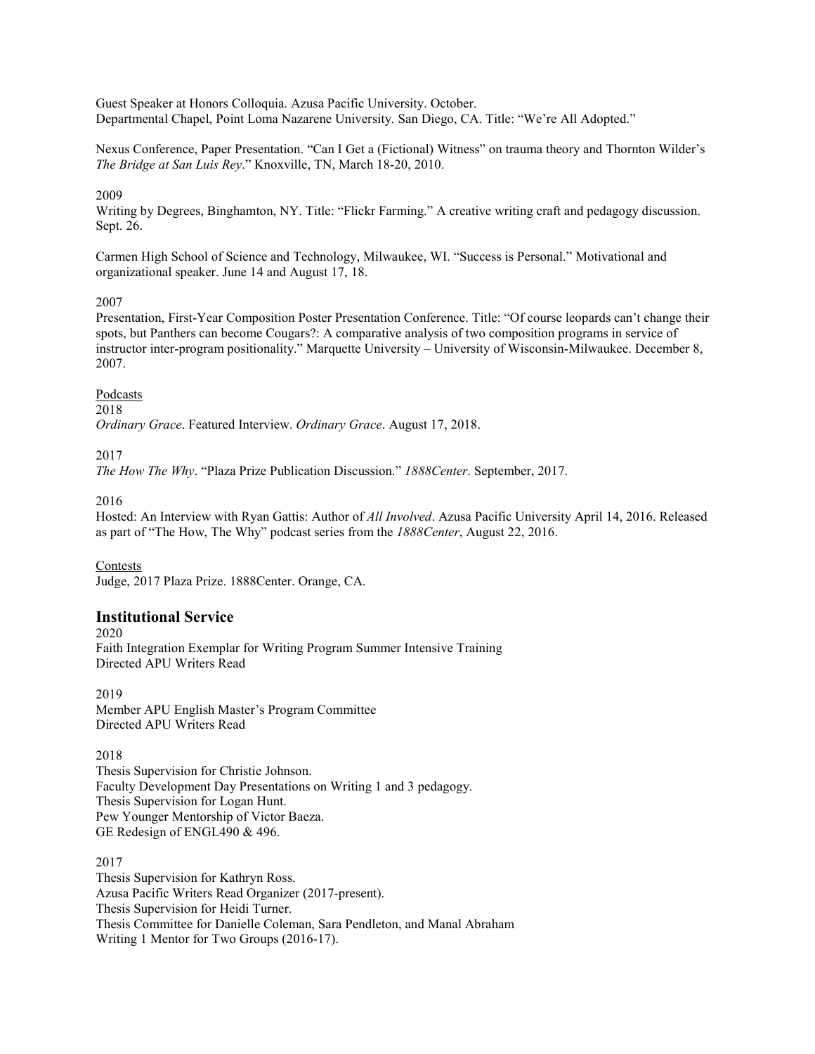Guest Speaker at Honors Colloquia. Azusa Pacific University. October.
Departmental Chapel, Point Loma Nazarene University. San Diego, CA. Title: "We're All Adopted."

Nexus Conference, Paper Presentation. "Can I Get a (Fictional) Witness" on trauma theory and Thornton Wilder's *The Bridge at San Luis Rey*." Knoxville, TN, March 18-20, 2010.

2009
Writing by Degrees, Binghamton, NY. Title: "Flickr Farming." A creative writing craft and pedagogy discussion. Sept. 26.

Carmen High School of Science and Technology, Milwaukee, WI. "Success is Personal." Motivational and organizational speaker. June 14 and August 17, 18.

2007
Presentation, First-Year Composition Poster Presentation Conference. Title: "Of course leopards can't change their spots, but Panthers can become Cougars?: A comparative analysis of two composition programs in service of instructor inter-program positionality." Marquette University – University of Wisconsin-Milwaukee. December 8, 2007.

<u>Podcasts</u>
2018
*Ordinary Grace*. Featured Interview. *Ordinary Grace*. August 17, 2018.

2017
*The How The Why*. "Plaza Prize Publication Discussion." *1888Center*. September, 2017.

2016
Hosted: An Interview with Ryan Gattis: Author of *All Involved*. Azusa Pacific University April 14, 2016. Released as part of "The How, The Why" podcast series from the *1888Center*, August 22, 2016.

<u>Contests</u>
Judge, 2017 Plaza Prize. 1888Center. Orange, CA.

## Institutional Service

2020
Faith Integration Exemplar for Writing Program Summer Intensive Training
Directed APU Writers Read

2019
Member APU English Master's Program Committee
Directed APU Writers Read

2018
Thesis Supervision for Christie Johnson.
Faculty Development Day Presentations on Writing 1 and 3 pedagogy.
Thesis Supervision for Logan Hunt.
Pew Younger Mentorship of Victor Baeza.
GE Redesign of ENGL490 & 496.

2017
Thesis Supervision for Kathryn Ross.
Azusa Pacific Writers Read Organizer (2017-present).
Thesis Supervision for Heidi Turner.
Thesis Committee for Danielle Coleman, Sara Pendleton, and Manal Abraham
Writing 1 Mentor for Two Groups (2016-17).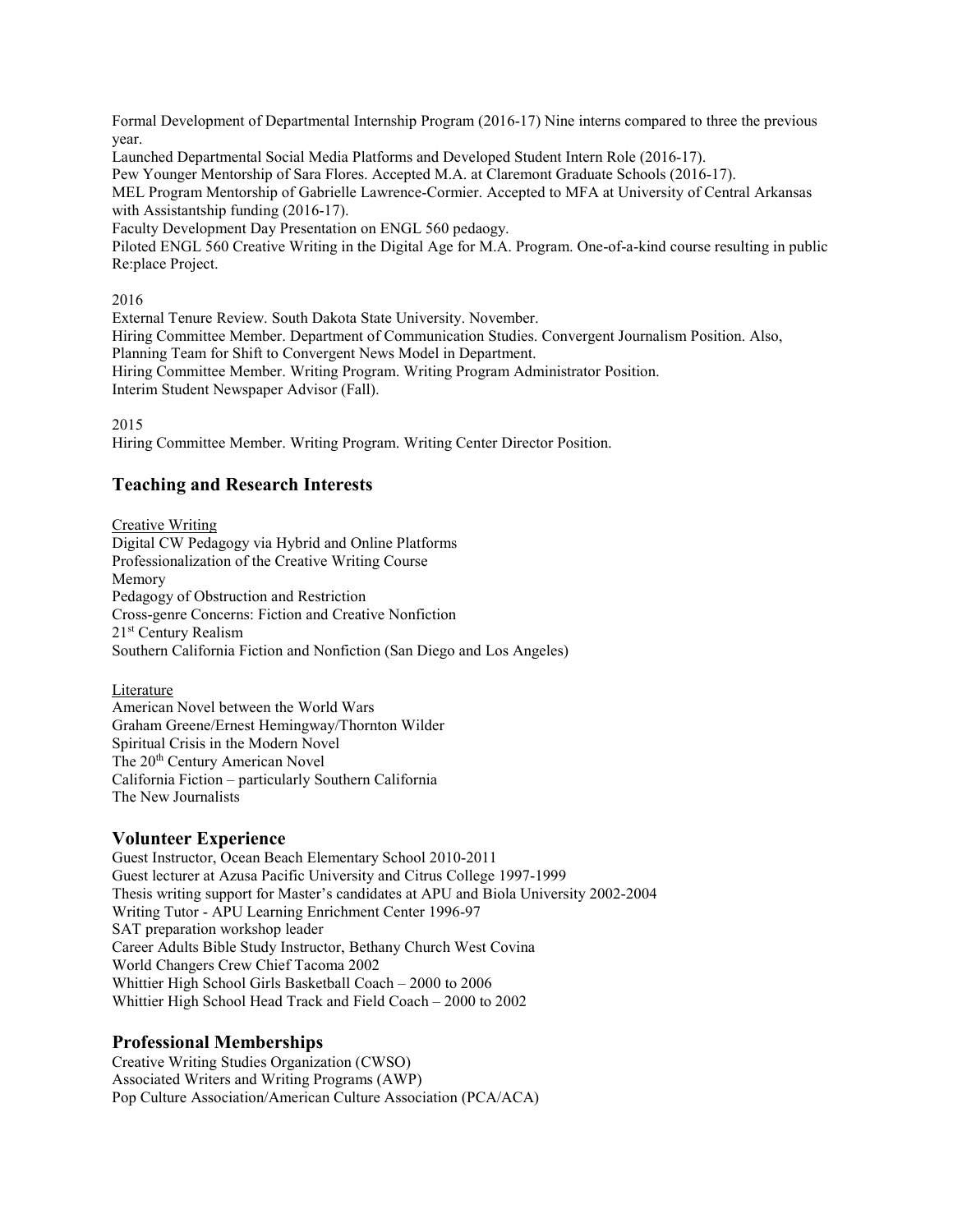Formal Development of Departmental Internship Program (2016-17) Nine interns compared to three the previous year.
Launched Departmental Social Media Platforms and Developed Student Intern Role (2016-17).
Pew Younger Mentorship of Sara Flores. Accepted M.A. at Claremont Graduate Schools (2016-17).
MEL Program Mentorship of Gabrielle Lawrence-Cormier. Accepted to MFA at University of Central Arkansas with Assistantship funding (2016-17).
Faculty Development Day Presentation on ENGL 560 pedaogy.
Piloted ENGL 560 Creative Writing in the Digital Age for M.A. Program. One-of-a-kind course resulting in public Re:place Project.

2016
External Tenure Review. South Dakota State University. November.
Hiring Committee Member. Department of Communication Studies. Convergent Journalism Position. Also, Planning Team for Shift to Convergent News Model in Department.
Hiring Committee Member. Writing Program. Writing Program Administrator Position.
Interim Student Newspaper Advisor (Fall).

2015
Hiring Committee Member. Writing Program. Writing Center Director Position.

## Teaching and Research Interests

<u>Creative Writing</u>
Digital CW Pedagogy via Hybrid and Online Platforms
Professionalization of the Creative Writing Course
Memory
Pedagogy of Obstruction and Restriction
Cross-genre Concerns: Fiction and Creative Nonfiction
21st Century Realism
Southern California Fiction and Nonfiction (San Diego and Los Angeles)

<u>Literature</u>
American Novel between the World Wars
Graham Greene/Ernest Hemingway/Thornton Wilder
Spiritual Crisis in the Modern Novel
The 20th Century American Novel
California Fiction – particularly Southern California
The New Journalists

## Volunteer Experience

Guest Instructor, Ocean Beach Elementary School 2010-2011
Guest lecturer at Azusa Pacific University and Citrus College 1997-1999
Thesis writing support for Master's candidates at APU and Biola University 2002-2004
Writing Tutor - APU Learning Enrichment Center 1996-97
SAT preparation workshop leader
Career Adults Bible Study Instructor, Bethany Church West Covina
World Changers Crew Chief Tacoma 2002
Whittier High School Girls Basketball Coach – 2000 to 2006
Whittier High School Head Track and Field Coach – 2000 to 2002

## Professional Memberships

Creative Writing Studies Organization (CWSO)
Associated Writers and Writing Programs (AWP)
Pop Culture Association/American Culture Association (PCA/ACA)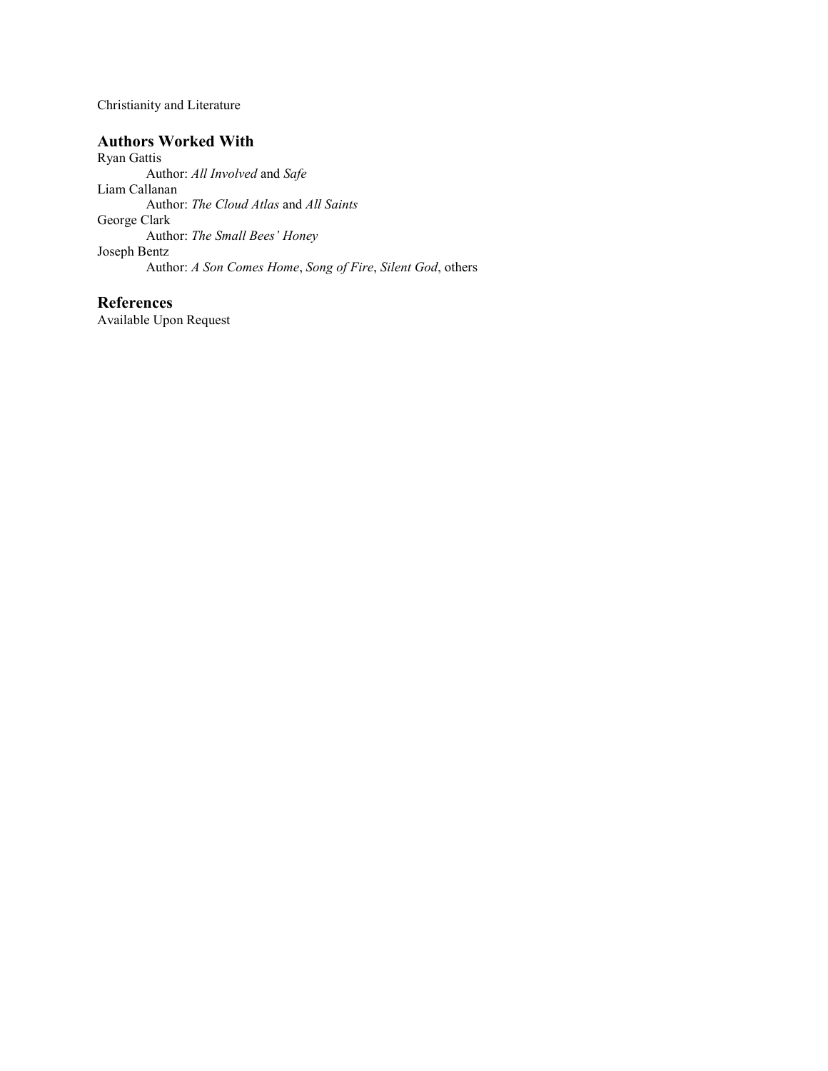Christianity and Literature

## Authors Worked With

Ryan Gattis

Author: *All Involved* and *Safe*

Liam Callanan

Author: *The Cloud Atlas* and *All Saints*

George Clark

Author: *The Small Bees' Honey*

Joseph Bentz

Author: *A Son Comes Home*, *Song of Fire*, *Silent God*, others

## References

Available Upon Request